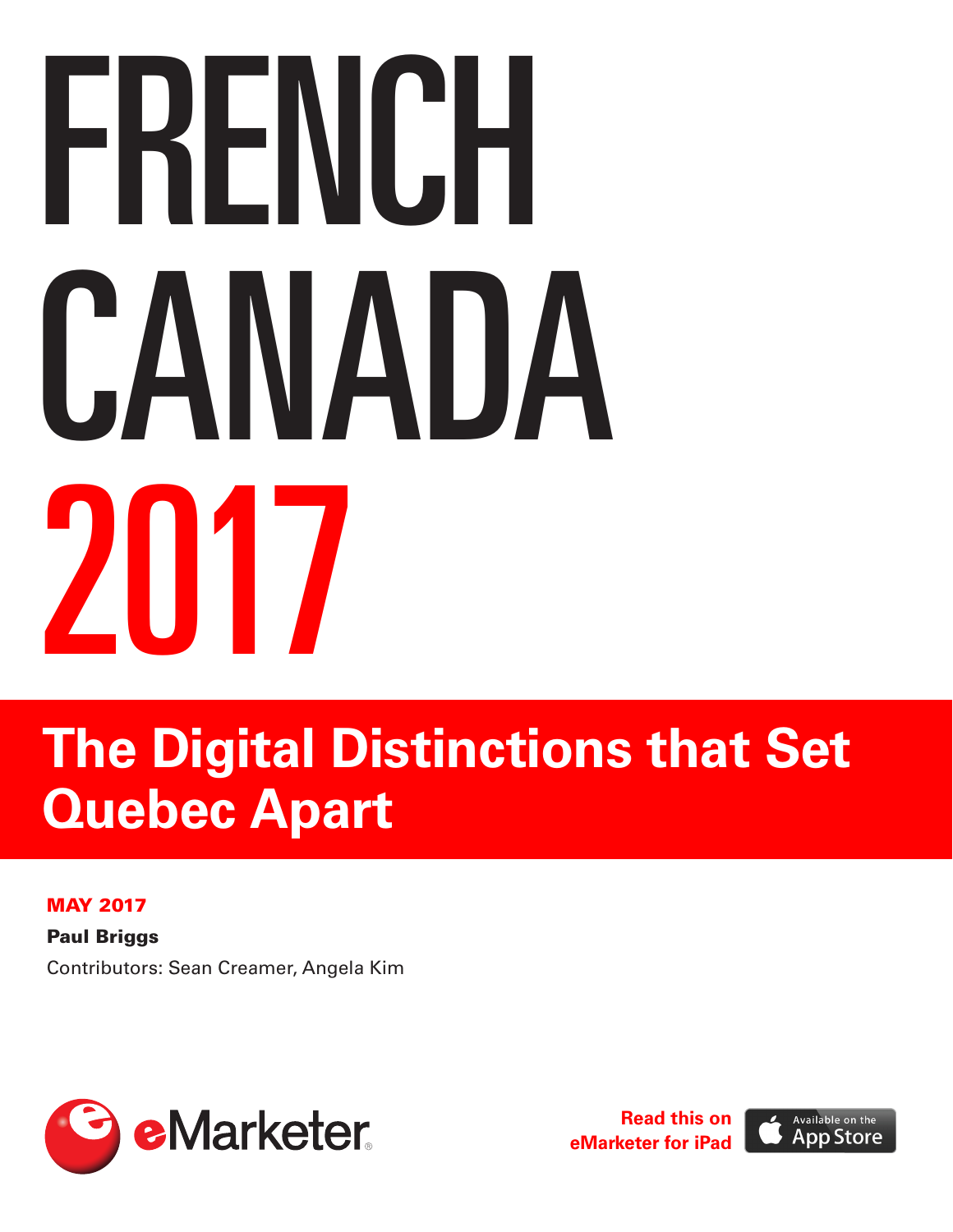# FRENCH CANADA 2017

## The Digital Distinctions that Set Quebec Apart

**MAY 2017**

**Paul Briggs**

Contributors: Sean Creamer, Angela Kim

eMarketer

**Read this on eMarketer for iPad**

Available on the App Store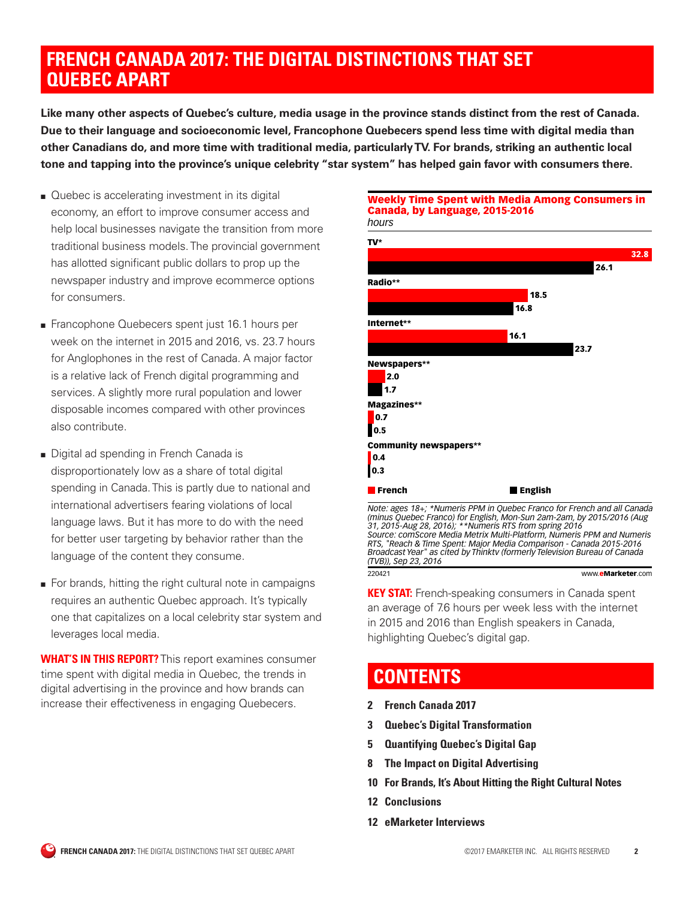# FRENCH CANADA 2017: THE DIGITAL DISTINCTIONS THAT SET QUEBEC APART

**Like many other aspects of Quebec's culture, media usage in the province stands distinct from the rest of Canada. Due to their language and socioeconomic level, Francophone Quebecers spend less time with digital media than other Canadians do, and more time with traditional media, particularly TV. For brands, striking an authentic local tone and tapping into the province's unique celebrity "star system" has helped gain favor with consumers there.**

- Quebec is accelerating investment in its digital economy, an effort to improve consumer access and help local businesses navigate the transition from more traditional business models. The provincial government has allotted significant public dollars to prop up the newspaper industry and improve ecommerce options for consumers.
- Francophone Quebecers spent just 16.1 hours per week on the internet in 2015 and 2016, vs. 23.7 hours for Anglophones in the rest of Canada. A major factor is a relative lack of French digital programming and services. A slightly more rural population and lower disposable incomes compared with other provinces also contribute.
- Digital ad spending in French Canada is disproportionately low as a share of total digital spending in Canada. This is partly due to national and international advertisers fearing violations of local language laws. But it has more to do with the need for better user targeting by behavior rather than the language of the content they consume.
- For brands, hitting the right cultural note in campaigns requires an authentic Quebec approach. It's typically one that capitalizes on a local celebrity star system and leverages local media.

**WHAT'S IN THIS REPORT?** This report examines consumer time spent with digital media in Quebec, the trends in digital advertising in the province and how brands can increase their effectiveness in engaging Quebecers.

**Weekly Time Spent with Media Among Consumers in Canada, by Language, 2015-2016**
*hours*

| | French | English |
|---|---|---|
| TV* | 32.8 | 26.1 |
| Radio** | 18.5 | 16.8 |
| Internet** | 16.1 | 23.7 |
| Newspapers** | 2.0 | 1.7 |
| Magazines** | 0.7 | 0.5 |
| Community newspapers** | 0.4 | 0.3 |

*Note: ages 18+; *Numeris PPM in Quebec Franco for French and all Canada (minus Quebec Franco) for English, Mon-Sun 2am-2am, by 2015/2016 (Aug 31, 2015-Aug 28, 2016); **Numeris RTS from spring 2016*
*Source: comScore Media Metrix Multi-Platform, Numeris PPM and Numeris RTS, "Reach & Time Spent: Major Media Comparison - Canada 2015-2016 Broadcast Year" as cited by Thinktv (formerly Television Bureau of Canada (TVB)), Sep 23, 2016*

220421 www.eMarketer.com

**KEY STAT:** French-speaking consumers in Canada spent an average of 7.6 hours per week less with the internet in 2015 and 2016 than English speakers in Canada, highlighting Quebec's digital gap.

## CONTENTS

- 2 French Canada 2017
- 3 Quebec's Digital Transformation
- 5 Quantifying Quebec's Digital Gap
- 8 The Impact on Digital Advertising
- 10 For Brands, It's About Hitting the Right Cultural Notes
- 12 Conclusions
- 12 eMarketer Interviews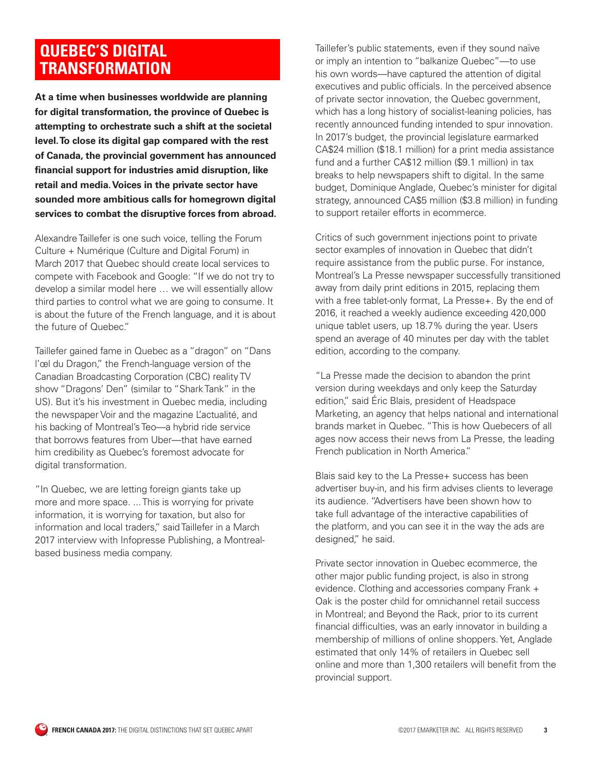# QUEBEC'S DIGITAL TRANSFORMATION

**At a time when businesses worldwide are planning for digital transformation, the province of Quebec is attempting to orchestrate such a shift at the societal level. To close its digital gap compared with the rest of Canada, the provincial government has announced financial support for industries amid disruption, like retail and media. Voices in the private sector have sounded more ambitious calls for homegrown digital services to combat the disruptive forces from abroad.**

Alexandre Taillefer is one such voice, telling the Forum Culture + Numérique (Culture and Digital Forum) in March 2017 that Quebec should create local services to compete with Facebook and Google: "If we do not try to develop a similar model here … we will essentially allow third parties to control what we are going to consume. It is about the future of the French language, and it is about the future of Quebec."

Taillefer gained fame in Quebec as a "dragon" on "Dans l'œl du Dragon," the French-language version of the Canadian Broadcasting Corporation (CBC) reality TV show "Dragons' Den" (similar to "Shark Tank" in the US). But it's his investment in Quebec media, including the newspaper Voir and the magazine L'actualité, and his backing of Montreal's Teo—a hybrid ride service that borrows features from Uber—that have earned him credibility as Quebec's foremost advocate for digital transformation.

"In Quebec, we are letting foreign giants take up more and more space. ... This is worrying for private information, it is worrying for taxation, but also for information and local traders," said Taillefer in a March 2017 interview with Infopresse Publishing, a Montreal-based business media company.

Taillefer's public statements, even if they sound naïve or imply an intention to "balkanize Quebec"—to use his own words—have captured the attention of digital executives and public officials. In the perceived absence of private sector innovation, the Quebec government, which has a long history of socialist-leaning policies, has recently announced funding intended to spur innovation. In 2017's budget, the provincial legislature earmarked CA$24 million ($18.1 million) for a print media assistance fund and a further CA$12 million ($9.1 million) in tax breaks to help newspapers shift to digital. In the same budget, Dominique Anglade, Quebec's minister for digital strategy, announced CA$5 million ($3.8 million) in funding to support retailer efforts in ecommerce.

Critics of such government injections point to private sector examples of innovation in Quebec that didn't require assistance from the public purse. For instance, Montreal's La Presse newspaper successfully transitioned away from daily print editions in 2015, replacing them with a free tablet-only format, La Presse+. By the end of 2016, it reached a weekly audience exceeding 420,000 unique tablet users, up 18.7% during the year. Users spend an average of 40 minutes per day with the tablet edition, according to the company.

"La Presse made the decision to abandon the print version during weekdays and only keep the Saturday edition," said Éric Blais, president of Headspace Marketing, an agency that helps national and international brands market in Quebec. "This is how Quebecers of all ages now access their news from La Presse, the leading French publication in North America."

Blais said key to the La Presse+ success has been advertiser buy-in, and his firm advises clients to leverage its audience. "Advertisers have been shown how to take full advantage of the interactive capabilities of the platform, and you can see it in the way the ads are designed," he said.

Private sector innovation in Quebec ecommerce, the other major public funding project, is also in strong evidence. Clothing and accessories company Frank + Oak is the poster child for omnichannel retail success in Montreal; and Beyond the Rack, prior to its current financial difficulties, was an early innovator in building a membership of millions of online shoppers. Yet, Anglade estimated that only 14% of retailers in Quebec sell online and more than 1,300 retailers will benefit from the provincial support.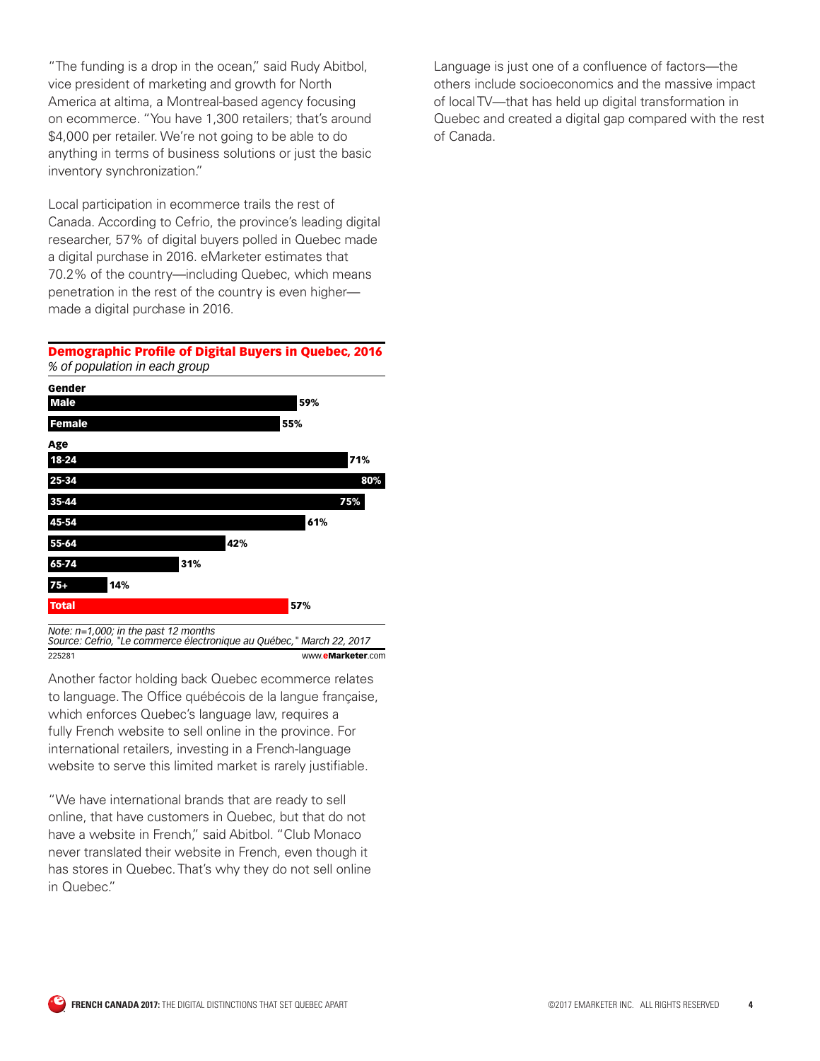"The funding is a drop in the ocean," said Rudy Abitbol, vice president of marketing and growth for North America at altima, a Montreal-based agency focusing on ecommerce. "You have 1,300 retailers; that's around $4,000 per retailer. We're not going to be able to do anything in terms of business solutions or just the basic inventory synchronization."

Local participation in ecommerce trails the rest of Canada. According to Cefrio, the province's leading digital researcher, 57% of digital buyers polled in Quebec made a digital purchase in 2016. eMarketer estimates that 70.2% of the country—including Quebec, which means penetration in the rest of the country is even higher—made a digital purchase in 2016.

**Demographic Profile of Digital Buyers in Quebec, 2016**
*% of population in each group*

| Group | % |
|---|---|
| **Gender** | |
| Male | 59% |
| Female | 55% |
| **Age** | |
| 18-24 | 71% |
| 25-34 | 80% |
| 35-44 | 75% |
| 45-54 | 61% |
| 55-64 | 42% |
| 65-74 | 31% |
| 75+ | 14% |
| Total | 57% |

*Note: n=1,000; in the past 12 months*
*Source: Cefrio, "Le commerce électronique au Québec," March 22, 2017*
225281 www.eMarketer.com

Another factor holding back Quebec ecommerce relates to language. The Office québécois de la langue française, which enforces Quebec's language law, requires a fully French website to sell online in the province. For international retailers, investing in a French-language website to serve this limited market is rarely justifiable.

"We have international brands that are ready to sell online, that have customers in Quebec, but that do not have a website in French," said Abitbol. "Club Monaco never translated their website in French, even though it has stores in Quebec. That's why they do not sell online in Quebec."

Language is just one of a confluence of factors—the others include socioeconomics and the massive impact of local TV—that has held up digital transformation in Quebec and created a digital gap compared with the rest of Canada.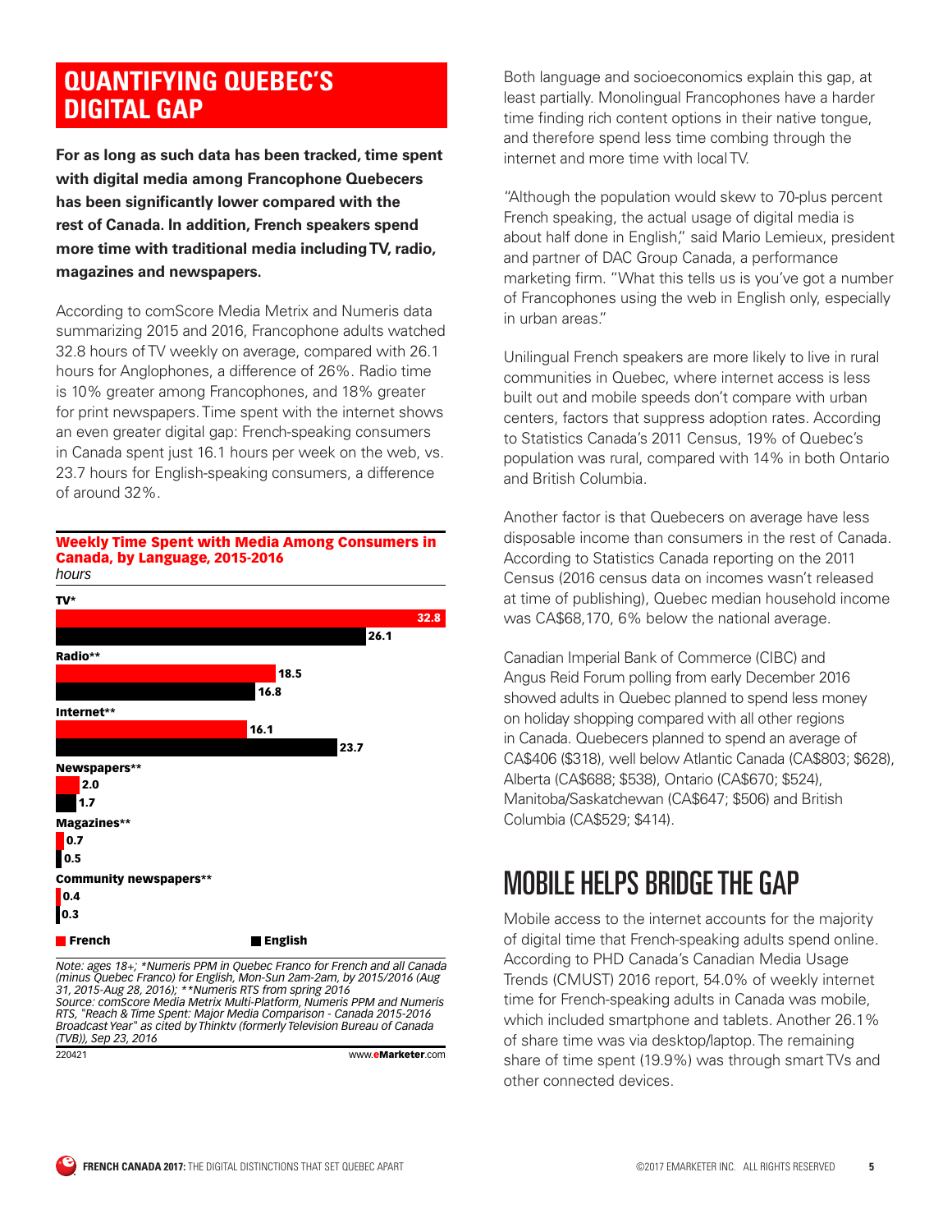## QUANTIFYING QUEBEC'S DIGITAL GAP

**For as long as such data has been tracked, time spent with digital media among Francophone Quebecers has been significantly lower compared with the rest of Canada. In addition, French speakers spend more time with traditional media including TV, radio, magazines and newspapers.**

According to comScore Media Metrix and Numeris data summarizing 2015 and 2016, Francophone adults watched 32.8 hours of TV weekly on average, compared with 26.1 hours for Anglophones, a difference of 26%. Radio time is 10% greater among Francophones, and 18% greater for print newspapers. Time spent with the internet shows an even greater digital gap: French-speaking consumers in Canada spent just 16.1 hours per week on the web, vs. 23.7 hours for English-speaking consumers, a difference of around 32%.

**Weekly Time Spent with Media Among Consumers in Canada, by Language, 2015-2016**
*hours*

| | French | English |
|---|---|---|
| TV* | 32.8 | 26.1 |
| Radio** | 18.5 | 16.8 |
| Internet** | 16.1 | 23.7 |
| Newspapers** | 2.0 | 1.7 |
| Magazines** | 0.7 | 0.5 |
| Community newspapers** | 0.4 | 0.3 |

*Note: ages 18+; *Numeris PPM in Quebec Franco for French and all Canada (minus Quebec Franco) for English, Mon-Sun 2am-2am, by 2015/2016 (Aug 31, 2015-Aug 28, 2016); **Numeris RTS from spring 2016*
*Source: comScore Media Metrix Multi-Platform, Numeris PPM and Numeris RTS, "Reach & Time Spent: Major Media Comparison - Canada 2015-2016 Broadcast Year" as cited by Thinktv (formerly Television Bureau of Canada (TVB)), Sep 23, 2016*

220421 www.eMarketer.com

Both language and socioeconomics explain this gap, at least partially. Monolingual Francophones have a harder time finding rich content options in their native tongue, and therefore spend less time combing through the internet and more time with local TV.

"Although the population would skew to 70-plus percent French speaking, the actual usage of digital media is about half done in English," said Mario Lemieux, president and partner of DAC Group Canada, a performance marketing firm. "What this tells us is you've got a number of Francophones using the web in English only, especially in urban areas."

Unilingual French speakers are more likely to live in rural communities in Quebec, where internet access is less built out and mobile speeds don't compare with urban centers, factors that suppress adoption rates. According to Statistics Canada's 2011 Census, 19% of Quebec's population was rural, compared with 14% in both Ontario and British Columbia.

Another factor is that Quebecers on average have less disposable income than consumers in the rest of Canada. According to Statistics Canada reporting on the 2011 Census (2016 census data on incomes wasn't released at time of publishing), Quebec median household income was CA$68,170, 6% below the national average.

Canadian Imperial Bank of Commerce (CIBC) and Angus Reid Forum polling from early December 2016 showed adults in Quebec planned to spend less money on holiday shopping compared with all other regions in Canada. Quebecers planned to spend an average of CA$406 ($318), well below Atlantic Canada (CA$803; $628), Alberta (CA$688; $538), Ontario (CA$670; $524), Manitoba/Saskatchewan (CA$647; $506) and British Columbia (CA$529; $414).

## MOBILE HELPS BRIDGE THE GAP

Mobile access to the internet accounts for the majority of digital time that French-speaking adults spend online. According to PHD Canada's Canadian Media Usage Trends (CMUST) 2016 report, 54.0% of weekly internet time for French-speaking adults in Canada was mobile, which included smartphone and tablets. Another 26.1% of share time was via desktop/laptop. The remaining share of time spent (19.9%) was through smart TVs and other connected devices.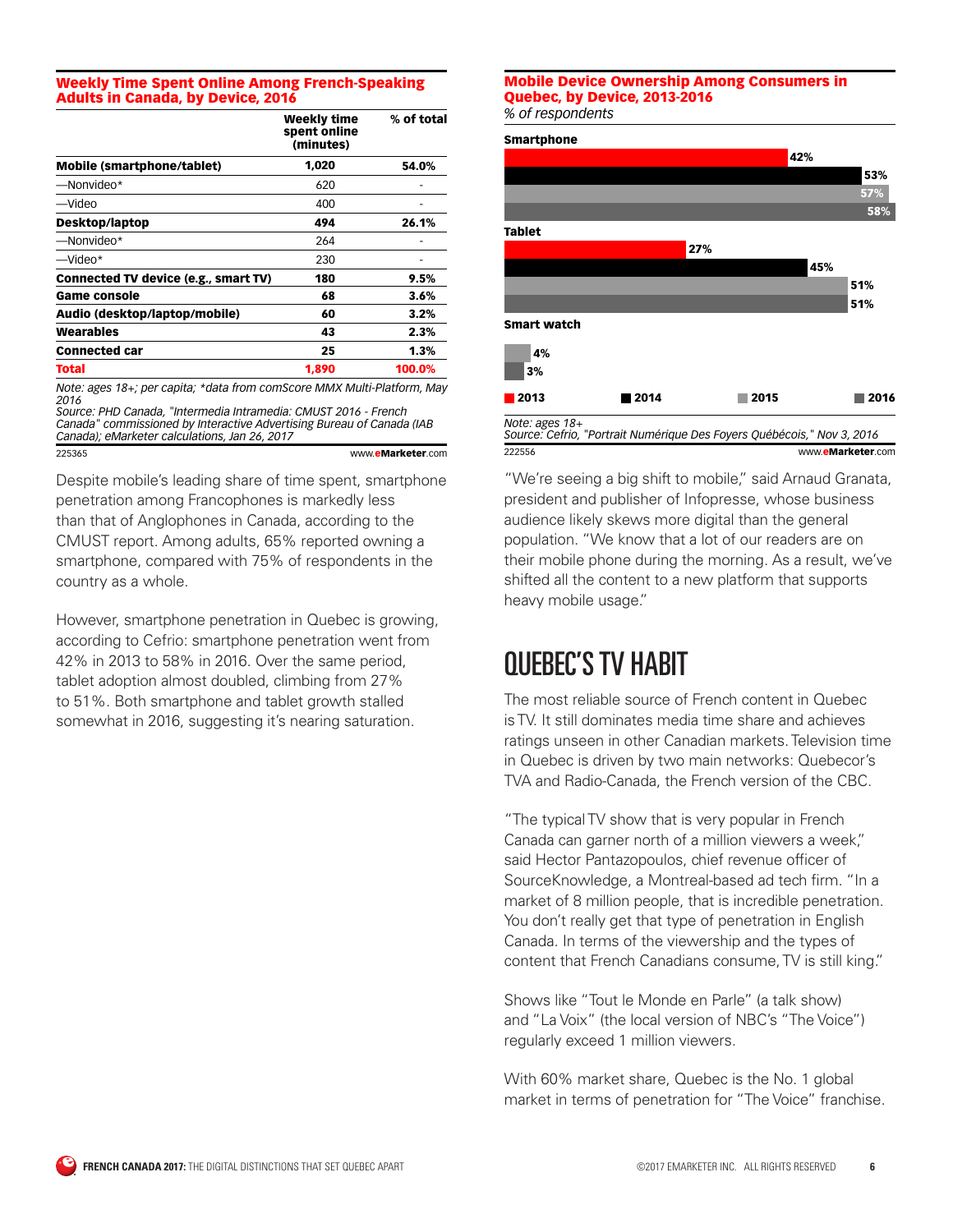**Weekly Time Spent Online Among French-Speaking Adults in Canada, by Device, 2016**

| | Weekly time spent online (minutes) | % of total |
|---|---|---|
| **Mobile (smartphone/tablet)** | **1,020** | **54.0%** |
| —Nonvideo* | 620 | - |
| —Video | 400 | - |
| **Desktop/laptop** | **494** | **26.1%** |
| —Nonvideo* | 264 | - |
| —Video* | 230 | - |
| **Connected TV device (e.g., smart TV)** | **180** | **9.5%** |
| **Game console** | **68** | **3.6%** |
| **Audio (desktop/laptop/mobile)** | **60** | **3.2%** |
| **Wearables** | **43** | **2.3%** |
| **Connected car** | **25** | **1.3%** |
| **Total** | **1,890** | **100.0%** |

*Note: ages 18+; per capita; *data from comScore MMX Multi-Platform, May 2016*
*Source: PHD Canada, "Intermedia Intramedia: CMUST 2016 - French Canada" commissioned by Interactive Advertising Bureau of Canada (IAB Canada); eMarketer calculations, Jan 26, 2017*

225365 www.eMarketer.com

Despite mobile's leading share of time spent, smartphone penetration among Francophones is markedly less than that of Anglophones in Canada, according to the CMUST report. Among adults, 65% reported owning a smartphone, compared with 75% of respondents in the country as a whole.

However, smartphone penetration in Quebec is growing, according to Cefrio: smartphone penetration went from 42% in 2013 to 58% in 2016. Over the same period, tablet adoption almost doubled, climbing from 27% to 51%. Both smartphone and tablet growth stalled somewhat in 2016, suggesting it's nearing saturation.

**Mobile Device Ownership Among Consumers in Quebec, by Device, 2013-2016**
*% of respondents*

| | 2013 | 2014 | 2015 | 2016 |
|---|---|---|---|---|
| Smartphone | 42% | 53% | 57% | 58% |
| Tablet | 27% | 45% | 51% | 51% |
| Smart watch | | | 4% | 3% |

*Note: ages 18+*
*Source: Cefrio, "Portrait Numérique Des Foyers Québécois," Nov 3, 2016*

222556 www.eMarketer.com

"We're seeing a big shift to mobile," said Arnaud Granata, president and publisher of Infopresse, whose business audience likely skews more digital than the general population. "We know that a lot of our readers are on their mobile phone during the morning. As a result, we've shifted all the content to a new platform that supports heavy mobile usage."

## QUEBEC'S TV HABIT

The most reliable source of French content in Quebec is TV. It still dominates media time share and achieves ratings unseen in other Canadian markets. Television time in Quebec is driven by two main networks: Quebecor's TVA and Radio-Canada, the French version of the CBC.

"The typical TV show that is very popular in French Canada can garner north of a million viewers a week," said Hector Pantazopoulos, chief revenue officer of SourceKnowledge, a Montreal-based ad tech firm. "In a market of 8 million people, that is incredible penetration. You don't really get that type of penetration in English Canada. In terms of the viewership and the types of content that French Canadians consume, TV is still king."

Shows like "Tout le Monde en Parle" (a talk show) and "La Voix" (the local version of NBC's "The Voice") regularly exceed 1 million viewers.

With 60% market share, Quebec is the No. 1 global market in terms of penetration for "The Voice" franchise.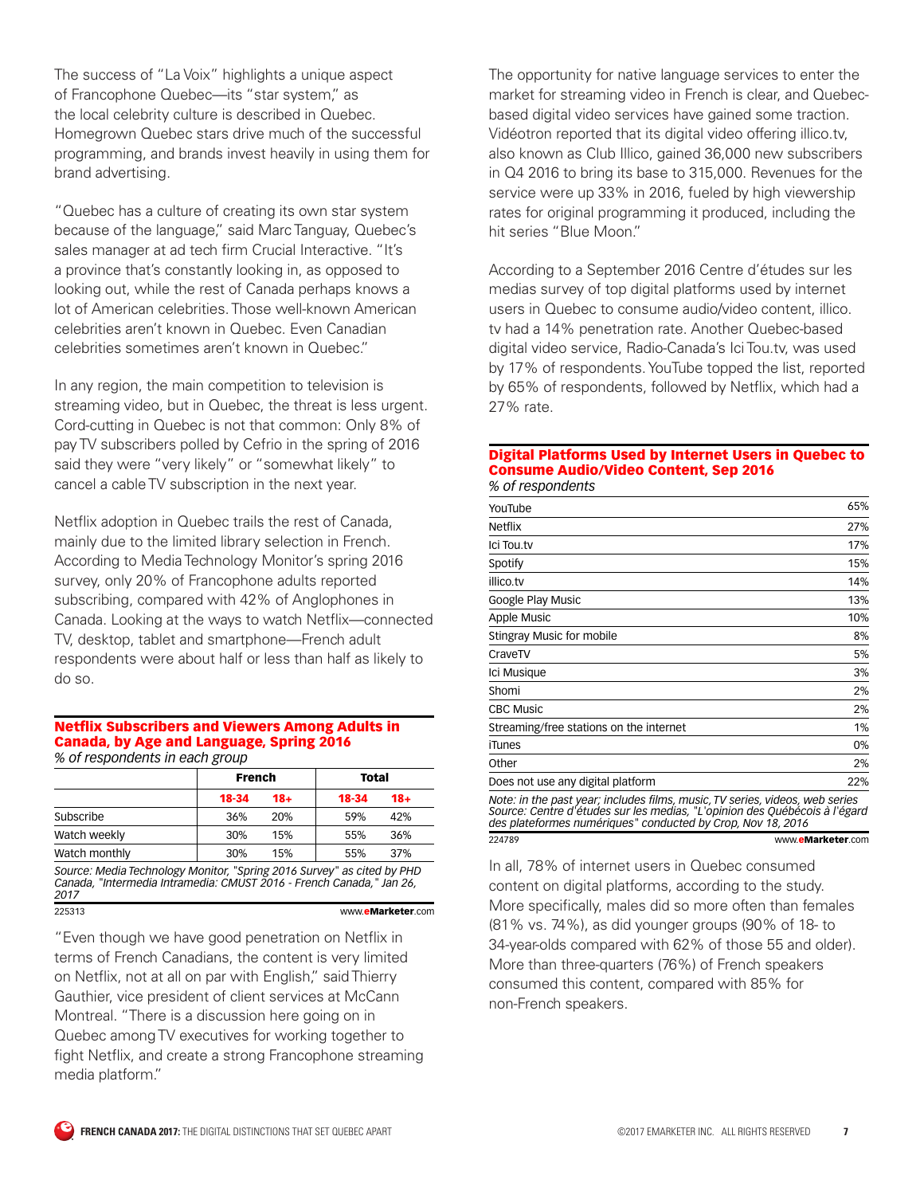The success of "La Voix" highlights a unique aspect of Francophone Quebec—its "star system," as the local celebrity culture is described in Quebec. Homegrown Quebec stars drive much of the successful programming, and brands invest heavily in using them for brand advertising.

"Quebec has a culture of creating its own star system because of the language," said Marc Tanguay, Quebec's sales manager at ad tech firm Crucial Interactive. "It's a province that's constantly looking in, as opposed to looking out, while the rest of Canada perhaps knows a lot of American celebrities. Those well-known American celebrities aren't known in Quebec. Even Canadian celebrities sometimes aren't known in Quebec."

In any region, the main competition to television is streaming video, but in Quebec, the threat is less urgent. Cord-cutting in Quebec is not that common: Only 8% of pay TV subscribers polled by Cefrio in the spring of 2016 said they were "very likely" or "somewhat likely" to cancel a cable TV subscription in the next year.

Netflix adoption in Quebec trails the rest of Canada, mainly due to the limited library selection in French. According to Media Technology Monitor's spring 2016 survey, only 20% of Francophone adults reported subscribing, compared with 42% of Anglophones in Canada. Looking at the ways to watch Netflix—connected TV, desktop, tablet and smartphone—French adult respondents were about half or less than half as likely to do so.

**Netflix Subscribers and Viewers Among Adults in Canada, by Age and Language, Spring 2016**
*% of respondents in each group*

| | French | | Total | |
|---|---|---|---|---|
| | 18-34 | 18+ | 18-34 | 18+ |
| Subscribe | 36% | 20% | 59% | 42% |
| Watch weekly | 30% | 15% | 55% | 36% |
| Watch monthly | 30% | 15% | 55% | 37% |

*Source: Media Technology Monitor, "Spring 2016 Survey" as cited by PHD Canada, "Intermedia Intramedia: CMUST 2016 - French Canada," Jan 26, 2017*

225313 www.eMarketer.com

"Even though we have good penetration on Netflix in terms of French Canadians, the content is very limited on Netflix, not at all on par with English," said Thierry Gauthier, vice president of client services at McCann Montreal. "There is a discussion here going on in Quebec among TV executives for working together to fight Netflix, and create a strong Francophone streaming media platform."

The opportunity for native language services to enter the market for streaming video in French is clear, and Quebec-based digital video services have gained some traction. Vidéotron reported that its digital video offering illico.tv, also known as Club Illico, gained 36,000 new subscribers in Q4 2016 to bring its base to 315,000. Revenues for the service were up 33% in 2016, fueled by high viewership rates for original programming it produced, including the hit series "Blue Moon."

According to a September 2016 Centre d'études sur les medias survey of top digital platforms used by internet users in Quebec to consume audio/video content, illico.tv had a 14% penetration rate. Another Quebec-based digital video service, Radio-Canada's Ici Tou.tv, was used by 17% of respondents. YouTube topped the list, reported by 65% of respondents, followed by Netflix, which had a 27% rate.

**Digital Platforms Used by Internet Users in Quebec to Consume Audio/Video Content, Sep 2016**
*% of respondents*

| Platform | % |
|---|---|
| YouTube | 65% |
| Netflix | 27% |
| Ici Tou.tv | 17% |
| Spotify | 15% |
| illico.tv | 14% |
| Google Play Music | 13% |
| Apple Music | 10% |
| Stingray Music for mobile | 8% |
| CraveTV | 5% |
| Ici Musique | 3% |
| Shomi | 2% |
| CBC Music | 2% |
| Streaming/free stations on the internet | 1% |
| iTunes | 0% |
| Other | 2% |
| Does not use any digital platform | 22% |

*Note: in the past year; includes films, music, TV series, videos, web series*
*Source: Centre d'études sur les medias, "L'opinion des Québécois à l'égard des plateformes numériques" conducted by Crop, Nov 18, 2016*

224789 www.eMarketer.com

In all, 78% of internet users in Quebec consumed content on digital platforms, according to the study. More specifically, males did so more often than females (81% vs. 74%), as did younger groups (90% of 18- to 34-year-olds compared with 62% of those 55 and older). More than three-quarters (76%) of French speakers consumed this content, compared with 85% for non-French speakers.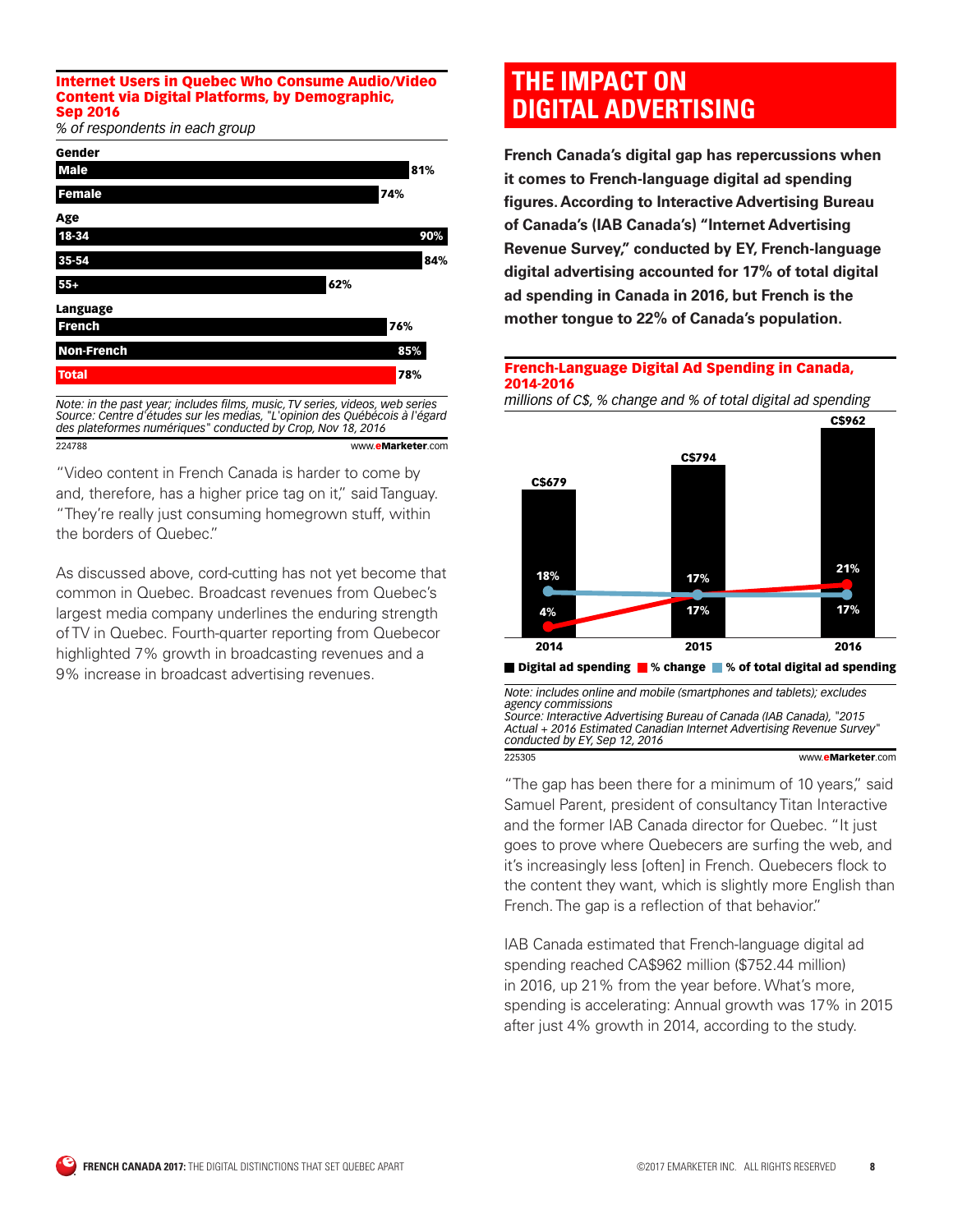**Internet Users in Quebec Who Consume Audio/Video Content via Digital Platforms, by Demographic, Sep 2016**

*% of respondents in each group*

| | |
|---|---|
| **Gender** | |
| Male | 81% |
| Female | 74% |
| **Age** | |
| 18-34 | 90% |
| 35-54 | 84% |
| 55+ | 62% |
| **Language** | |
| French | 76% |
| Non-French | 85% |
| **Total** | **78%** |

*Note: in the past year; includes films, music, TV series, videos, web series*
*Source: Centre d'études sur les medias, "L'opinion des Québécois à l'égard des plateformes numériques" conducted by Crop, Nov 18, 2016*

224788 www.eMarketer.com

"Video content in French Canada is harder to come by and, therefore, has a higher price tag on it," said Tanguay. "They're really just consuming homegrown stuff, within the borders of Quebec."

As discussed above, cord-cutting has not yet become that common in Quebec. Broadcast revenues from Quebec's largest media company underlines the enduring strength of TV in Quebec. Fourth-quarter reporting from Quebecor highlighted 7% growth in broadcasting revenues and a 9% increase in broadcast advertising revenues.

## THE IMPACT ON DIGITAL ADVERTISING

**French Canada's digital gap has repercussions when it comes to French-language digital ad spending figures. According to Interactive Advertising Bureau of Canada's (IAB Canada's) "Internet Advertising Revenue Survey," conducted by EY, French-language digital advertising accounted for 17% of total digital ad spending in Canada in 2016, but French is the mother tongue to 22% of Canada's population.**

**French-Language Digital Ad Spending in Canada, 2014-2016**

*millions of C$, % change and % of total digital ad spending*

| | 2014 | 2015 | 2016 |
|---|---|---|---|
| Digital ad spending | C$679 | C$794 | C$962 |
| % change | 4% | 17% | 21% |
| % of total digital ad spending | 18% | 17% | 17% |

*Note: includes online and mobile (smartphones and tablets); excludes agency commissions*
*Source: Interactive Advertising Bureau of Canada (IAB Canada), "2015 Actual + 2016 Estimated Canadian Internet Advertising Revenue Survey" conducted by EY, Sep 12, 2016*

225305 www.eMarketer.com

"The gap has been there for a minimum of 10 years," said Samuel Parent, president of consultancy Titan Interactive and the former IAB Canada director for Quebec. "It just goes to prove where Quebecers are surfing the web, and it's increasingly less [often] in French. Quebecers flock to the content they want, which is slightly more English than French. The gap is a reflection of that behavior."

IAB Canada estimated that French-language digital ad spending reached CA$962 million ($752.44 million) in 2016, up 21% from the year before. What's more, spending is accelerating: Annual growth was 17% in 2015 after just 4% growth in 2014, according to the study.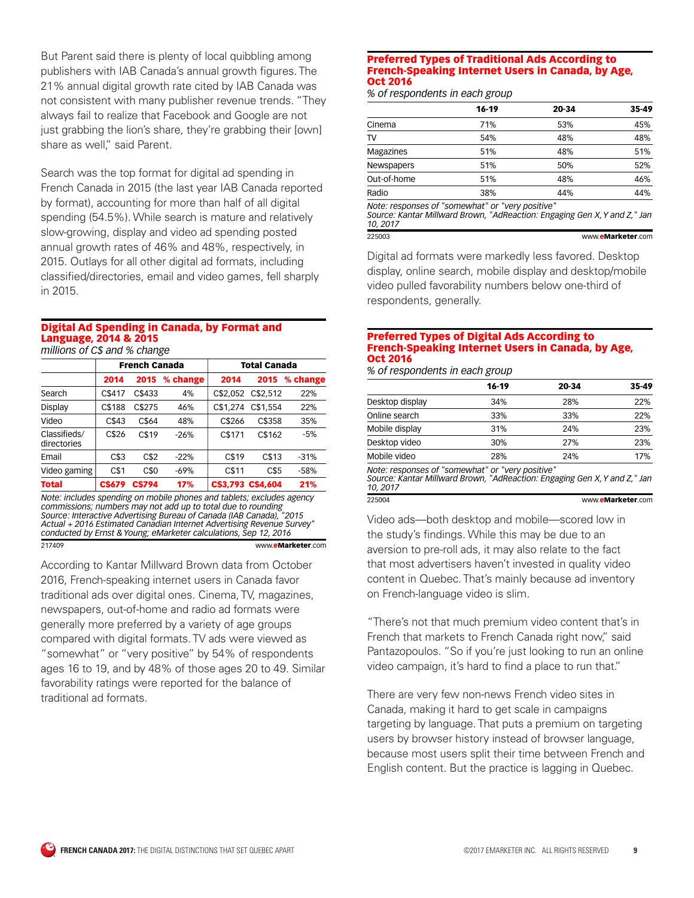But Parent said there is plenty of local quibbling among publishers with IAB Canada's annual growth figures. The 21% annual digital growth rate cited by IAB Canada was not consistent with many publisher revenue trends. "They always fail to realize that Facebook and Google are not just grabbing the lion's share, they're grabbing their [own] share as well," said Parent.

Search was the top format for digital ad spending in French Canada in 2015 (the last year IAB Canada reported by format), accounting for more than half of all digital spending (54.5%). While search is mature and relatively slow-growing, display and video ad spending posted annual growth rates of 46% and 48%, respectively, in 2015. Outlays for all other digital ad formats, including classified/directories, email and video games, fell sharply in 2015.

**Digital Ad Spending in Canada, by Format and Language, 2014 & 2015**
*millions of C$ and % change*

| | French Canada | | | Total Canada | | |
|---|---|---|---|---|---|---|
| | 2014 | 2015 | % change | 2014 | 2015 | % change |
| Search | C$417 | C$433 | 4% | C$2,052 | C$2,512 | 22% |
| Display | C$188 | C$275 | 46% | C$1,274 | C$1,554 | 22% |
| Video | C$43 | C$64 | 48% | C$266 | C$358 | 35% |
| Classifieds/ directories | C$26 | C$19 | -26% | C$171 | C$162 | -5% |
| Email | C$3 | C$2 | -22% | C$19 | C$13 | -31% |
| Video gaming | C$1 | C$0 | -69% | C$11 | C$5 | -58% |
| **Total** | **C$679** | **C$794** | **17%** | **C$3,793** | **C$4,604** | **21%** |

*Note: includes spending on mobile phones and tablets; excludes agency commissions; numbers may not add up to total due to rounding*
*Source: Interactive Advertising Bureau of Canada (IAB Canada), "2015 Actual + 2016 Estimated Canadian Internet Advertising Revenue Survey" conducted by Ernst & Young; eMarketer calculations, Sep 12, 2016*

217409 www.eMarketer.com

According to Kantar Millward Brown data from October 2016, French-speaking internet users in Canada favor traditional ads over digital ones. Cinema, TV, magazines, newspapers, out-of-home and radio ad formats were generally more preferred by a variety of age groups compared with digital formats. TV ads were viewed as "somewhat" or "very positive" by 54% of respondents ages 16 to 19, and by 48% of those ages 20 to 49. Similar favorability ratings were reported for the balance of traditional ad formats.

**Preferred Types of Traditional Ads According to French-Speaking Internet Users in Canada, by Age, Oct 2016**
*% of respondents in each group*

| | 16-19 | 20-34 | 35-49 |
|---|---|---|---|
| Cinema | 71% | 53% | 45% |
| TV | 54% | 48% | 48% |
| Magazines | 51% | 48% | 51% |
| Newspapers | 51% | 50% | 52% |
| Out-of-home | 51% | 48% | 46% |
| Radio | 38% | 44% | 44% |

*Note: responses of "somewhat" or "very positive"*
*Source: Kantar Millward Brown, "AdReaction: Engaging Gen X, Y and Z," Jan 10, 2017*

225003 www.eMarketer.com

Digital ad formats were markedly less favored. Desktop display, online search, mobile display and desktop/mobile video pulled favorability numbers below one-third of respondents, generally.

**Preferred Types of Digital Ads According to French-Speaking Internet Users in Canada, by Age, Oct 2016**
*% of respondents in each group*

| | 16-19 | 20-34 | 35-49 |
|---|---|---|---|
| Desktop display | 34% | 28% | 22% |
| Online search | 33% | 33% | 22% |
| Mobile display | 31% | 24% | 23% |
| Desktop video | 30% | 27% | 23% |
| Mobile video | 28% | 24% | 17% |

*Note: responses of "somewhat" or "very positive"*
*Source: Kantar Millward Brown, "AdReaction: Engaging Gen X, Y and Z," Jan 10, 2017*

225004 www.eMarketer.com

Video ads—both desktop and mobile—scored low in the study's findings. While this may be due to an aversion to pre-roll ads, it may also relate to the fact that most advertisers haven't invested in quality video content in Quebec. That's mainly because ad inventory on French-language video is slim.

"There's not that much premium video content that's in French that markets to French Canada right now," said Pantazopoulos. "So if you're just looking to run an online video campaign, it's hard to find a place to run that."

There are very few non-news French video sites in Canada, making it hard to get scale in campaigns targeting by language. That puts a premium on targeting users by browser history instead of browser language, because most users split their time between French and English content. But the practice is lagging in Quebec.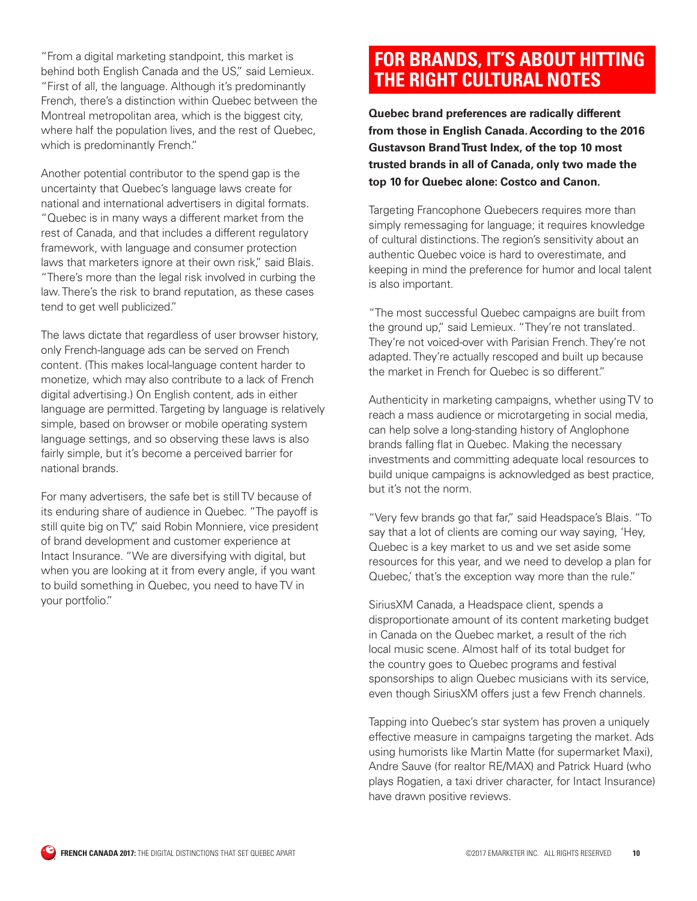"From a digital marketing standpoint, this market is behind both English Canada and the US," said Lemieux. "First of all, the language. Although it's predominantly French, there's a distinction within Quebec between the Montreal metropolitan area, which is the biggest city, where half the population lives, and the rest of Quebec, which is predominantly French."

Another potential contributor to the spend gap is the uncertainty that Quebec's language laws create for national and international advertisers in digital formats. "Quebec is in many ways a different market from the rest of Canada, and that includes a different regulatory framework, with language and consumer protection laws that marketers ignore at their own risk," said Blais. "There's more than the legal risk involved in curbing the law. There's the risk to brand reputation, as these cases tend to get well publicized."

The laws dictate that regardless of user browser history, only French-language ads can be served on French content. (This makes local-language content harder to monetize, which may also contribute to a lack of French digital advertising.) On English content, ads in either language are permitted. Targeting by language is relatively simple, based on browser or mobile operating system language settings, and so observing these laws is also fairly simple, but it's become a perceived barrier for national brands.

For many advertisers, the safe bet is still TV because of its enduring share of audience in Quebec. "The payoff is still quite big on TV," said Robin Monniere, vice president of brand development and customer experience at Intact Insurance. "We are diversifying with digital, but when you are looking at it from every angle, if you want to build something in Quebec, you need to have TV in your portfolio."

## FOR BRANDS, IT'S ABOUT HITTING THE RIGHT CULTURAL NOTES

**Quebec brand preferences are radically different from those in English Canada. According to the 2016 Gustavson Brand Trust Index, of the top 10 most trusted brands in all of Canada, only two made the top 10 for Quebec alone: Costco and Canon.**

Targeting Francophone Quebecers requires more than simply remessaging for language; it requires knowledge of cultural distinctions. The region's sensitivity about an authentic Quebec voice is hard to overestimate, and keeping in mind the preference for humor and local talent is also important.

"The most successful Quebec campaigns are built from the ground up," said Lemieux. "They're not translated. They're not voiced-over with Parisian French. They're not adapted. They're actually rescoped and built up because the market in French for Quebec is so different."

Authenticity in marketing campaigns, whether using TV to reach a mass audience or microtargeting in social media, can help solve a long-standing history of Anglophone brands falling flat in Quebec. Making the necessary investments and committing adequate local resources to build unique campaigns is acknowledged as best practice, but it's not the norm.

"Very few brands go that far," said Headspace's Blais. "To say that a lot of clients are coming our way saying, 'Hey, Quebec is a key market to us and we set aside some resources for this year, and we need to develop a plan for Quebec,' that's the exception way more than the rule."

SiriusXM Canada, a Headspace client, spends a disproportionate amount of its content marketing budget in Canada on the Quebec market, a result of the rich local music scene. Almost half of its total budget for the country goes to Quebec programs and festival sponsorships to align Quebec musicians with its service, even though SiriusXM offers just a few French channels.

Tapping into Quebec's star system has proven a uniquely effective measure in campaigns targeting the market. Ads using humorists like Martin Matte (for supermarket Maxi), Andre Sauve (for realtor RE/MAX) and Patrick Huard (who plays Rogatien, a taxi driver character, for Intact Insurance) have drawn positive reviews.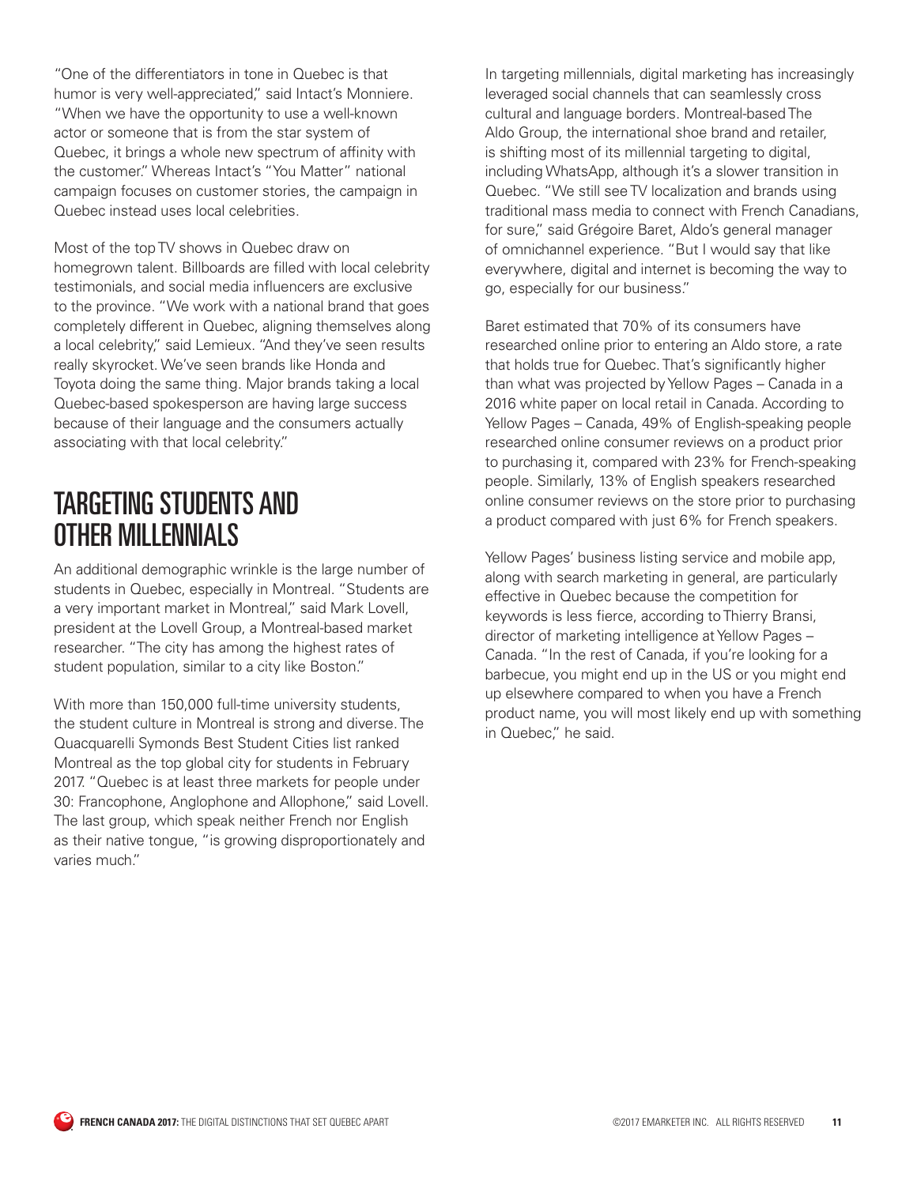"One of the differentiators in tone in Quebec is that humor is very well-appreciated," said Intact's Monniere. "When we have the opportunity to use a well-known actor or someone that is from the star system of Quebec, it brings a whole new spectrum of affinity with the customer." Whereas Intact's "You Matter" national campaign focuses on customer stories, the campaign in Quebec instead uses local celebrities.

Most of the top TV shows in Quebec draw on homegrown talent. Billboards are filled with local celebrity testimonials, and social media influencers are exclusive to the province. "We work with a national brand that goes completely different in Quebec, aligning themselves along a local celebrity," said Lemieux. "And they've seen results really skyrocket. We've seen brands like Honda and Toyota doing the same thing. Major brands taking a local Quebec-based spokesperson are having large success because of their language and the consumers actually associating with that local celebrity."

## TARGETING STUDENTS AND OTHER MILLENNIALS

An additional demographic wrinkle is the large number of students in Quebec, especially in Montreal. "Students are a very important market in Montreal," said Mark Lovell, president at the Lovell Group, a Montreal-based market researcher. "The city has among the highest rates of student population, similar to a city like Boston."

With more than 150,000 full-time university students, the student culture in Montreal is strong and diverse. The Quacquarelli Symonds Best Student Cities list ranked Montreal as the top global city for students in February 2017. "Quebec is at least three markets for people under 30: Francophone, Anglophone and Allophone," said Lovell. The last group, which speak neither French nor English as their native tongue, "is growing disproportionately and varies much."

In targeting millennials, digital marketing has increasingly leveraged social channels that can seamlessly cross cultural and language borders. Montreal-based The Aldo Group, the international shoe brand and retailer, is shifting most of its millennial targeting to digital, including WhatsApp, although it's a slower transition in Quebec. "We still see TV localization and brands using traditional mass media to connect with French Canadians, for sure," said Grégoire Baret, Aldo's general manager of omnichannel experience. "But I would say that like everywhere, digital and internet is becoming the way to go, especially for our business."

Baret estimated that 70% of its consumers have researched online prior to entering an Aldo store, a rate that holds true for Quebec. That's significantly higher than what was projected by Yellow Pages – Canada in a 2016 white paper on local retail in Canada. According to Yellow Pages – Canada, 49% of English-speaking people researched online consumer reviews on a product prior to purchasing it, compared with 23% for French-speaking people. Similarly, 13% of English speakers researched online consumer reviews on the store prior to purchasing a product compared with just 6% for French speakers.

Yellow Pages' business listing service and mobile app, along with search marketing in general, are particularly effective in Quebec because the competition for keywords is less fierce, according to Thierry Bransi, director of marketing intelligence at Yellow Pages – Canada. "In the rest of Canada, if you're looking for a barbecue, you might end up in the US or you might end up elsewhere compared to when you have a French product name, you will most likely end up with something in Quebec," he said.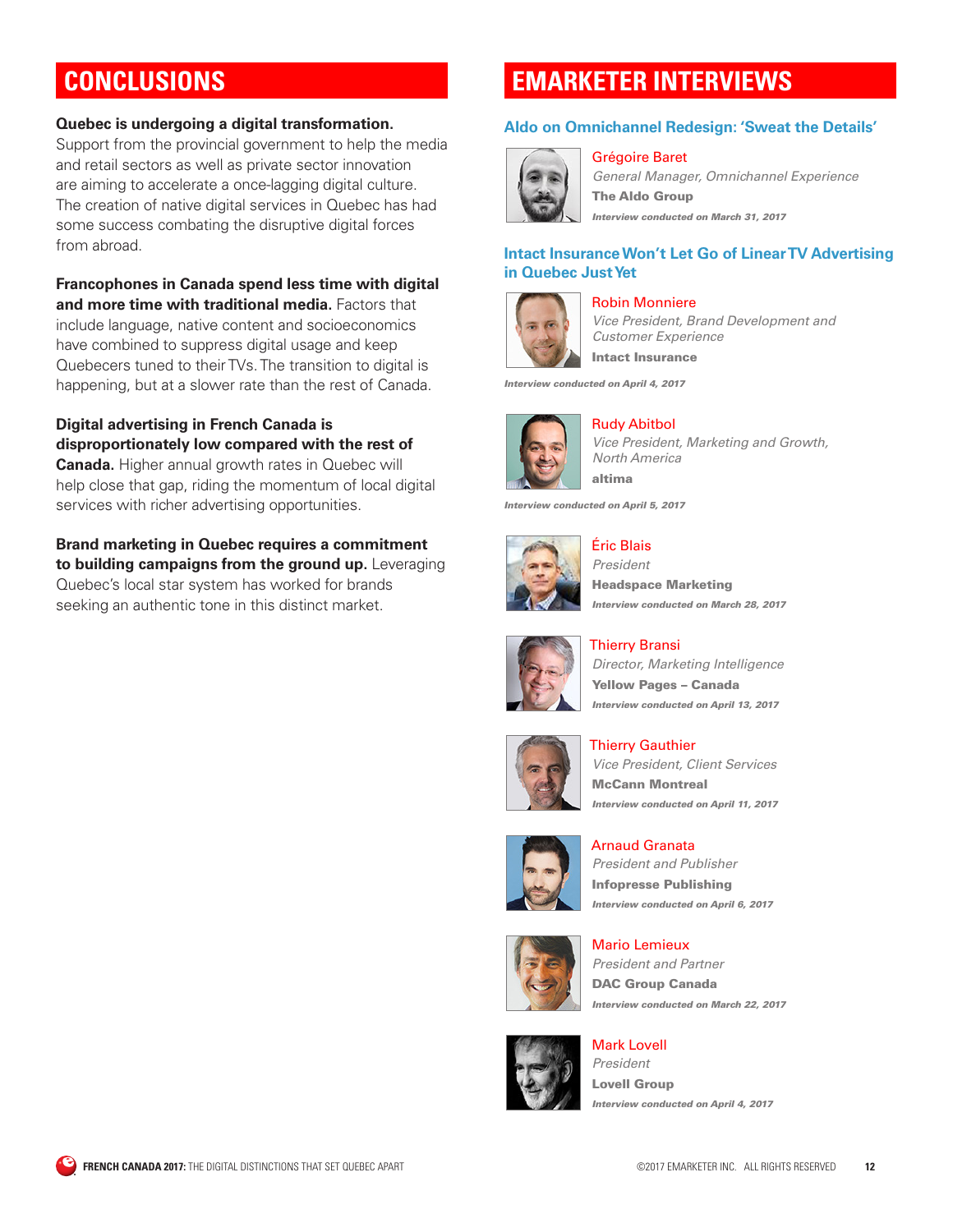## CONCLUSIONS

**Quebec is undergoing a digital transformation.** Support from the provincial government to help the media and retail sectors as well as private sector innovation are aiming to accelerate a once-lagging digital culture. The creation of native digital services in Quebec has had some success combating the disruptive digital forces from abroad.

**Francophones in Canada spend less time with digital and more time with traditional media.** Factors that include language, native content and socioeconomics have combined to suppress digital usage and keep Quebecers tuned to their TVs. The transition to digital is happening, but at a slower rate than the rest of Canada.

**Digital advertising in French Canada is disproportionately low compared with the rest of Canada.** Higher annual growth rates in Quebec will help close that gap, riding the momentum of local digital services with richer advertising opportunities.

**Brand marketing in Quebec requires a commitment to building campaigns from the ground up.** Leveraging Quebec's local star system has worked for brands seeking an authentic tone in this distinct market.

## EMARKETER INTERVIEWS

### Aldo on Omnichannel Redesign: 'Sweat the Details'

Grégoire Baret
*General Manager, Omnichannel Experience*
**The Aldo Group**
***Interview conducted on March 31, 2017***

### Intact Insurance Won't Let Go of Linear TV Advertising in Quebec Just Yet

Robin Monniere
*Vice President, Brand Development and Customer Experience*
**Intact Insurance**
***Interview conducted on April 4, 2017***

Rudy Abitbol
*Vice President, Marketing and Growth, North America*
**altima**
***Interview conducted on April 5, 2017***

Éric Blais
*President*
**Headspace Marketing**
***Interview conducted on March 28, 2017***

Thierry Bransi
*Director, Marketing Intelligence*
**Yellow Pages – Canada**
***Interview conducted on April 13, 2017***

Thierry Gauthier
*Vice President, Client Services*
**McCann Montreal**
***Interview conducted on April 11, 2017***

Arnaud Granata
*President and Publisher*
**Infopresse Publishing**
***Interview conducted on April 6, 2017***

Mario Lemieux
*President and Partner*
**DAC Group Canada**
***Interview conducted on March 22, 2017***

Mark Lovell
*President*
**Lovell Group**
***Interview conducted on April 4, 2017***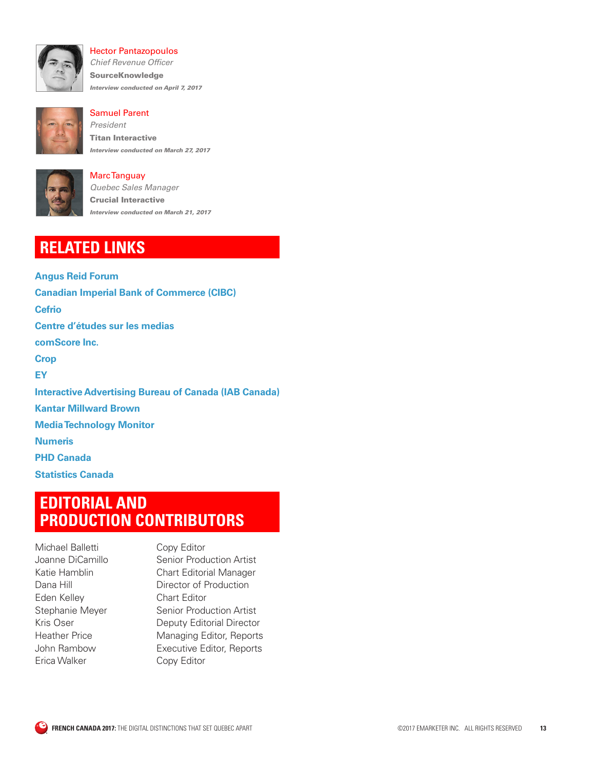Hector Pantazopoulos
*Chief Revenue Officer*
**SourceKnowledge**
***Interview conducted on April 7, 2017***

Samuel Parent
*President*
**Titan Interactive**
***Interview conducted on March 27, 2017***

Marc Tanguay
*Quebec Sales Manager*
**Crucial Interactive**
***Interview conducted on March 21, 2017***

## RELATED LINKS

**Angus Reid Forum**
**Canadian Imperial Bank of Commerce (CIBC)**
**Cefrio**
**Centre d'études sur les medias**
**comScore Inc.**
**Crop**
**EY**
**Interactive Advertising Bureau of Canada (IAB Canada)**
**Kantar Millward Brown**
**Media Technology Monitor**
**Numeris**
**PHD Canada**
**Statistics Canada**

## EDITORIAL AND PRODUCTION CONTRIBUTORS

| | |
|---|---|
| Michael Balletti | Copy Editor |
| Joanne DiCamillo | Senior Production Artist |
| Katie Hamblin | Chart Editorial Manager |
| Dana Hill | Director of Production |
| Eden Kelley | Chart Editor |
| Stephanie Meyer | Senior Production Artist |
| Kris Oser | Deputy Editorial Director |
| Heather Price | Managing Editor, Reports |
| John Rambow | Executive Editor, Reports |
| Erica Walker | Copy Editor |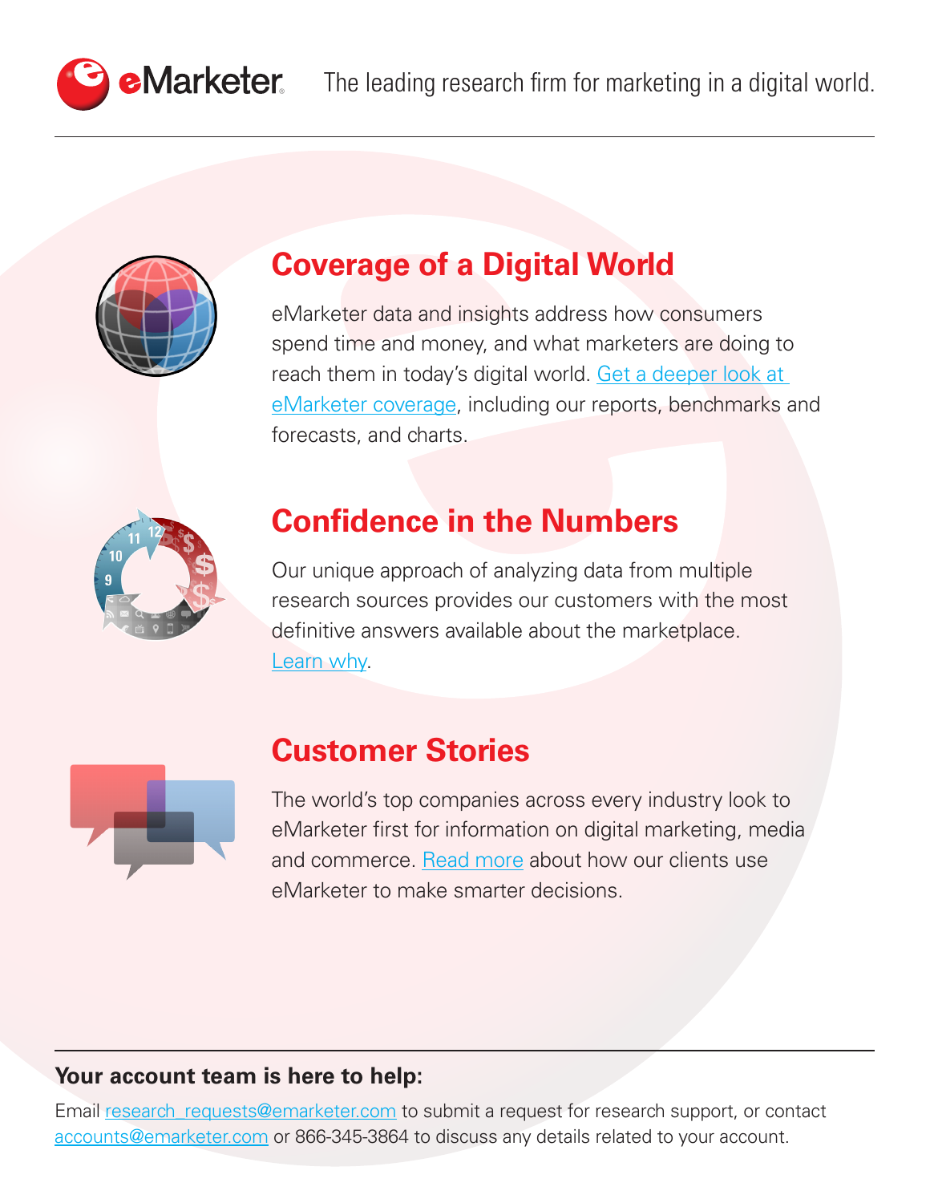eMarketer — The leading research firm for marketing in a digital world.

## Coverage of a Digital World

eMarketer data and insights address how consumers spend time and money, and what marketers are doing to reach them in today's digital world. Get a deeper look at eMarketer coverage, including our reports, benchmarks and forecasts, and charts.

## Confidence in the Numbers

Our unique approach of analyzing data from multiple research sources provides our customers with the most definitive answers available about the marketplace. Learn why.

## Customer Stories

The world's top companies across every industry look to eMarketer first for information on digital marketing, media and commerce. Read more about how our clients use eMarketer to make smarter decisions.

**Your account team is here to help:**

Email research_requests@emarketer.com to submit a request for research support, or contact accounts@emarketer.com or 866-345-3864 to discuss any details related to your account.